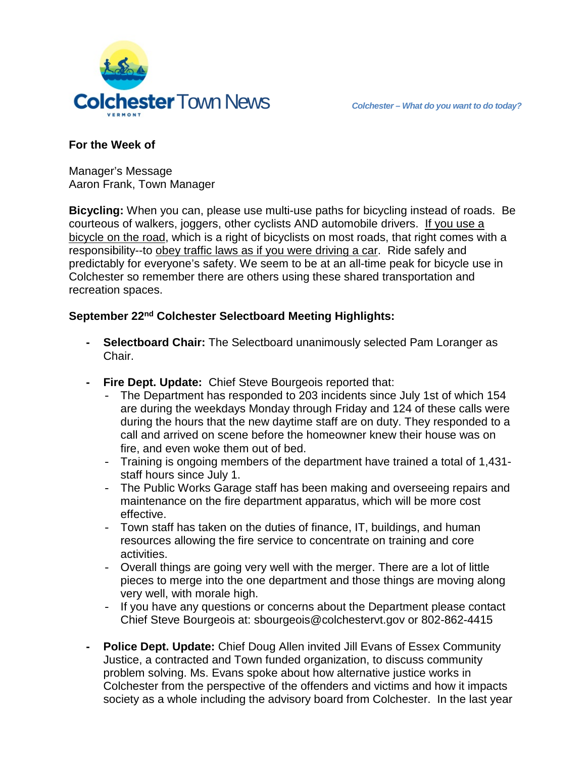# Colchester Town News

*Colchester – What do you want to do today?*

**For the Week of**

Manager's Message
Aaron Frank, Town Manager

**Bicycling:** When you can, please use multi-use paths for bicycling instead of roads. Be courteous of walkers, joggers, other cyclists AND automobile drivers. If you use a bicycle on the road, which is a right of bicyclists on most roads, that right comes with a responsibility--to obey traffic laws as if you were driving a car. Ride safely and predictably for everyone's safety. We seem to be at an all-time peak for bicycle use in Colchester so remember there are others using these shared transportation and recreation spaces.

**September 22nd Colchester Selectboard Meeting Highlights:**

- **Selectboard Chair:** The Selectboard unanimously selected Pam Loranger as Chair.

- **Fire Dept. Update:** Chief Steve Bourgeois reported that:
  - The Department has responded to 203 incidents since July 1st of which 154 are during the weekdays Monday through Friday and 124 of these calls were during the hours that the new daytime staff are on duty. They responded to a call and arrived on scene before the homeowner knew their house was on fire, and even woke them out of bed.
  - Training is ongoing members of the department have trained a total of 1,431-staff hours since July 1.
  - The Public Works Garage staff has been making and overseeing repairs and maintenance on the fire department apparatus, which will be more cost effective.
  - Town staff has taken on the duties of finance, IT, buildings, and human resources allowing the fire service to concentrate on training and core activities.
  - Overall things are going very well with the merger. There are a lot of little pieces to merge into the one department and those things are moving along very well, with morale high.
  - If you have any questions or concerns about the Department please contact Chief Steve Bourgeois at: sbourgeois@colchestervt.gov or 802-862-4415

- **Police Dept. Update:** Chief Doug Allen invited Jill Evans of Essex Community Justice, a contracted and Town funded organization, to discuss community problem solving. Ms. Evans spoke about how alternative justice works in Colchester from the perspective of the offenders and victims and how it impacts society as a whole including the advisory board from Colchester. In the last year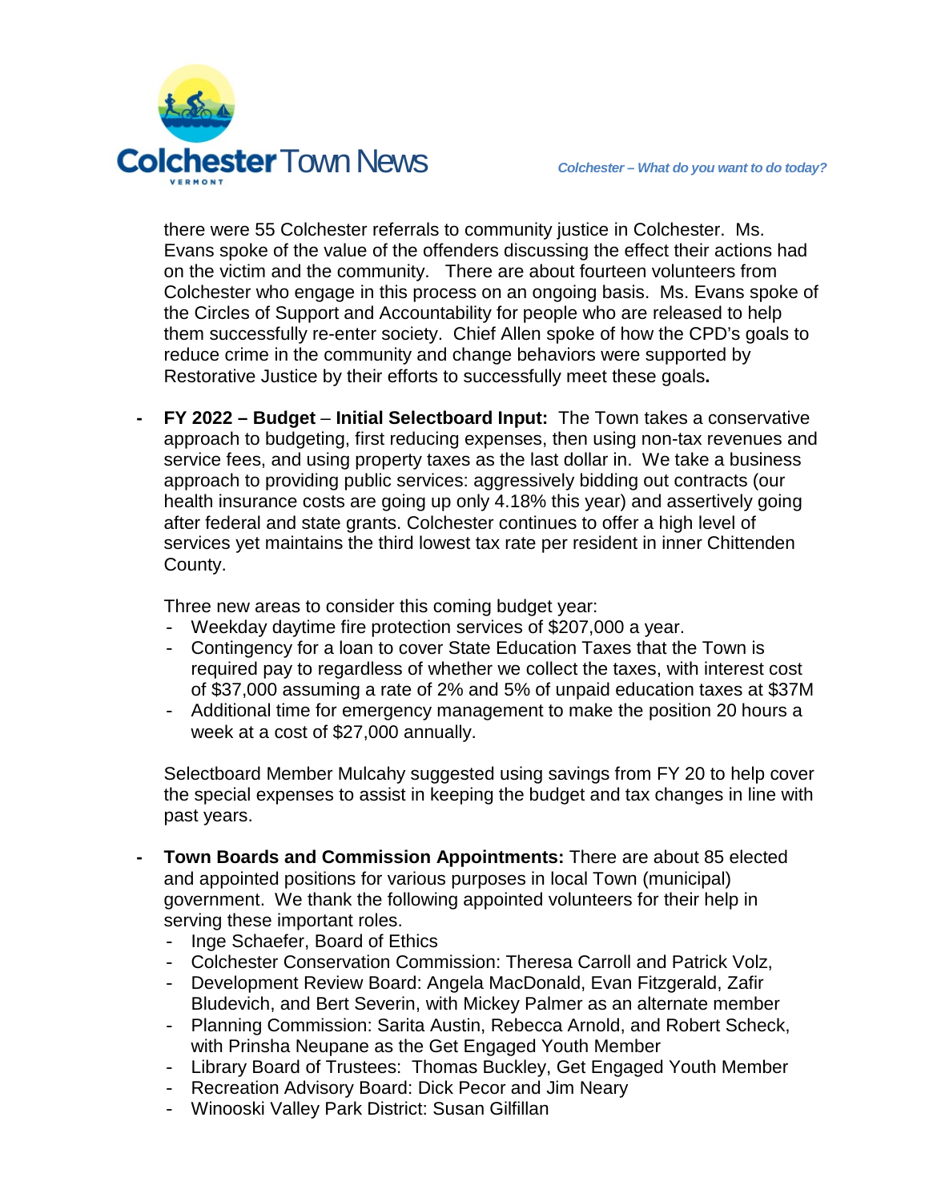there were 55 Colchester referrals to community justice in Colchester. Ms. Evans spoke of the value of the offenders discussing the effect their actions had on the victim and the community. There are about fourteen volunteers from Colchester who engage in this process on an ongoing basis. Ms. Evans spoke of the Circles of Support and Accountability for people who are released to help them successfully re-enter society. Chief Allen spoke of how the CPD's goals to reduce crime in the community and change behaviors were supported by Restorative Justice by their efforts to successfully meet these goals.

- **FY 2022 – Budget** – **Initial Selectboard Input:** The Town takes a conservative approach to budgeting, first reducing expenses, then using non-tax revenues and service fees, and using property taxes as the last dollar in. We take a business approach to providing public services: aggressively bidding out contracts (our health insurance costs are going up only 4.18% this year) and assertively going after federal and state grants. Colchester continues to offer a high level of services yet maintains the third lowest tax rate per resident in inner Chittenden County.

  Three new areas to consider this coming budget year:
  - Weekday daytime fire protection services of $207,000 a year.
  - Contingency for a loan to cover State Education Taxes that the Town is required pay to regardless of whether we collect the taxes, with interest cost of $37,000 assuming a rate of 2% and 5% of unpaid education taxes at $37M
  - Additional time for emergency management to make the position 20 hours a week at a cost of $27,000 annually.

  Selectboard Member Mulcahy suggested using savings from FY 20 to help cover the special expenses to assist in keeping the budget and tax changes in line with past years.

- **Town Boards and Commission Appointments:** There are about 85 elected and appointed positions for various purposes in local Town (municipal) government. We thank the following appointed volunteers for their help in serving these important roles.
  - Inge Schaefer, Board of Ethics
  - Colchester Conservation Commission: Theresa Carroll and Patrick Volz,
  - Development Review Board: Angela MacDonald, Evan Fitzgerald, Zafir Bludevich, and Bert Severin, with Mickey Palmer as an alternate member
  - Planning Commission: Sarita Austin, Rebecca Arnold, and Robert Scheck, with Prinsha Neupane as the Get Engaged Youth Member
  - Library Board of Trustees: Thomas Buckley, Get Engaged Youth Member
  - Recreation Advisory Board: Dick Pecor and Jim Neary
  - Winooski Valley Park District: Susan Gilfillan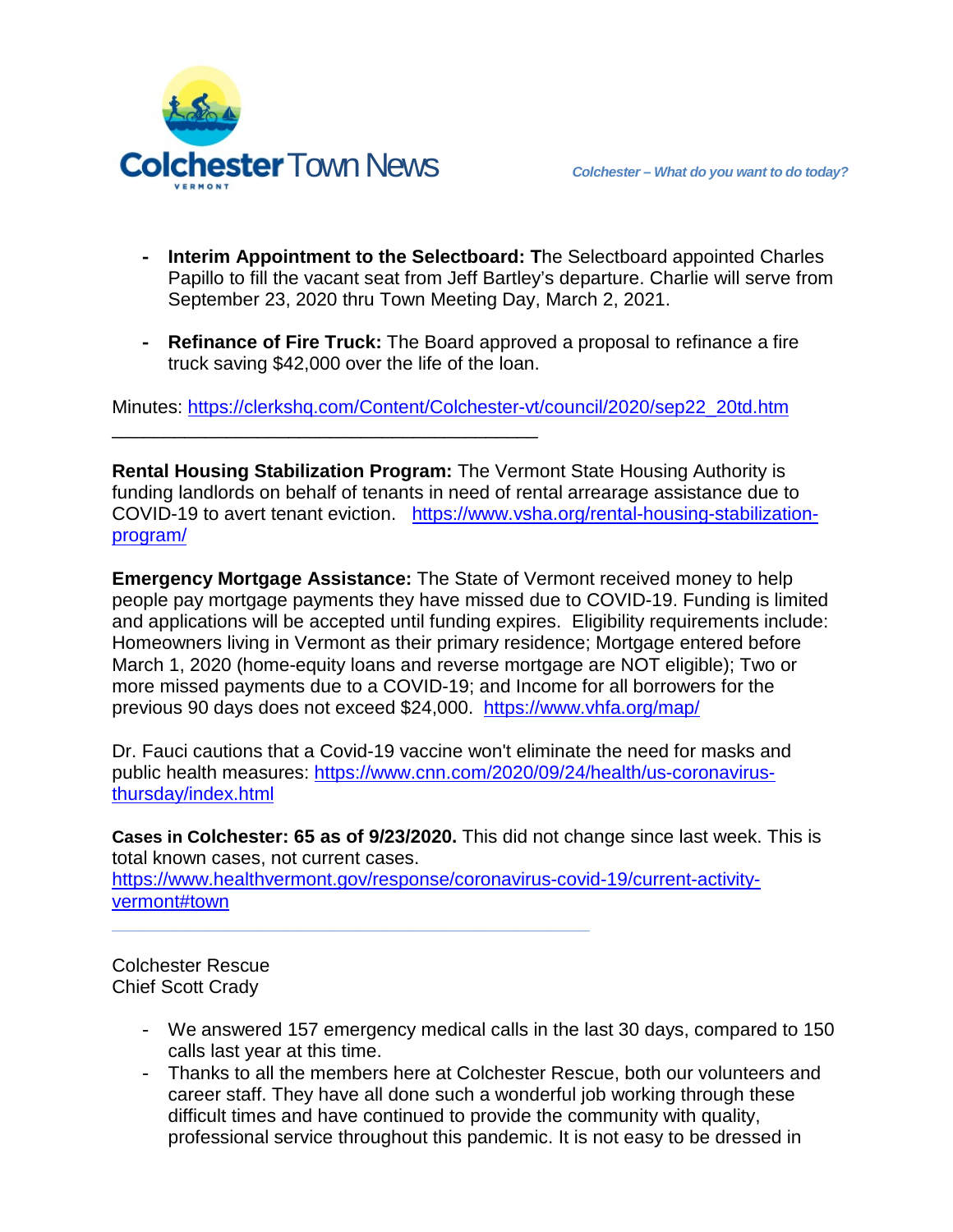- **Interim Appointment to the Selectboard: T**he Selectboard appointed Charles Papillo to fill the vacant seat from Jeff Bartley's departure. Charlie will serve from September 23, 2020 thru Town Meeting Day, March 2, 2021.

- **Refinance of Fire Truck:** The Board approved a proposal to refinance a fire truck saving $42,000 over the life of the loan.

Minutes: https://clerkshq.com/Content/Colchester-vt/council/2020/sep22_20td.htm

---

**Rental Housing Stabilization Program:** The Vermont State Housing Authority is funding landlords on behalf of tenants in need of rental arrearage assistance due to COVID-19 to avert tenant eviction. https://www.vsha.org/rental-housing-stabilization-program/

**Emergency Mortgage Assistance:** The State of Vermont received money to help people pay mortgage payments they have missed due to COVID-19. Funding is limited and applications will be accepted until funding expires. Eligibility requirements include: Homeowners living in Vermont as their primary residence; Mortgage entered before March 1, 2020 (home-equity loans and reverse mortgage are NOT eligible); Two or more missed payments due to a COVID-19; and Income for all borrowers for the previous 90 days does not exceed $24,000. https://www.vhfa.org/map/

Dr. Fauci cautions that a Covid-19 vaccine won't eliminate the need for masks and public health measures: https://www.cnn.com/2020/09/24/health/us-coronavirus-thursday/index.html

**Cases in Colchester: 65 as of 9/23/2020.** This did not change since last week. This is total known cases, not current cases. https://www.healthvermont.gov/response/coronavirus-covid-19/current-activity-vermont#town

---

Colchester Rescue
Chief Scott Crady

- We answered 157 emergency medical calls in the last 30 days, compared to 150 calls last year at this time.
- Thanks to all the members here at Colchester Rescue, both our volunteers and career staff. They have all done such a wonderful job working through these difficult times and have continued to provide the community with quality, professional service throughout this pandemic. It is not easy to be dressed in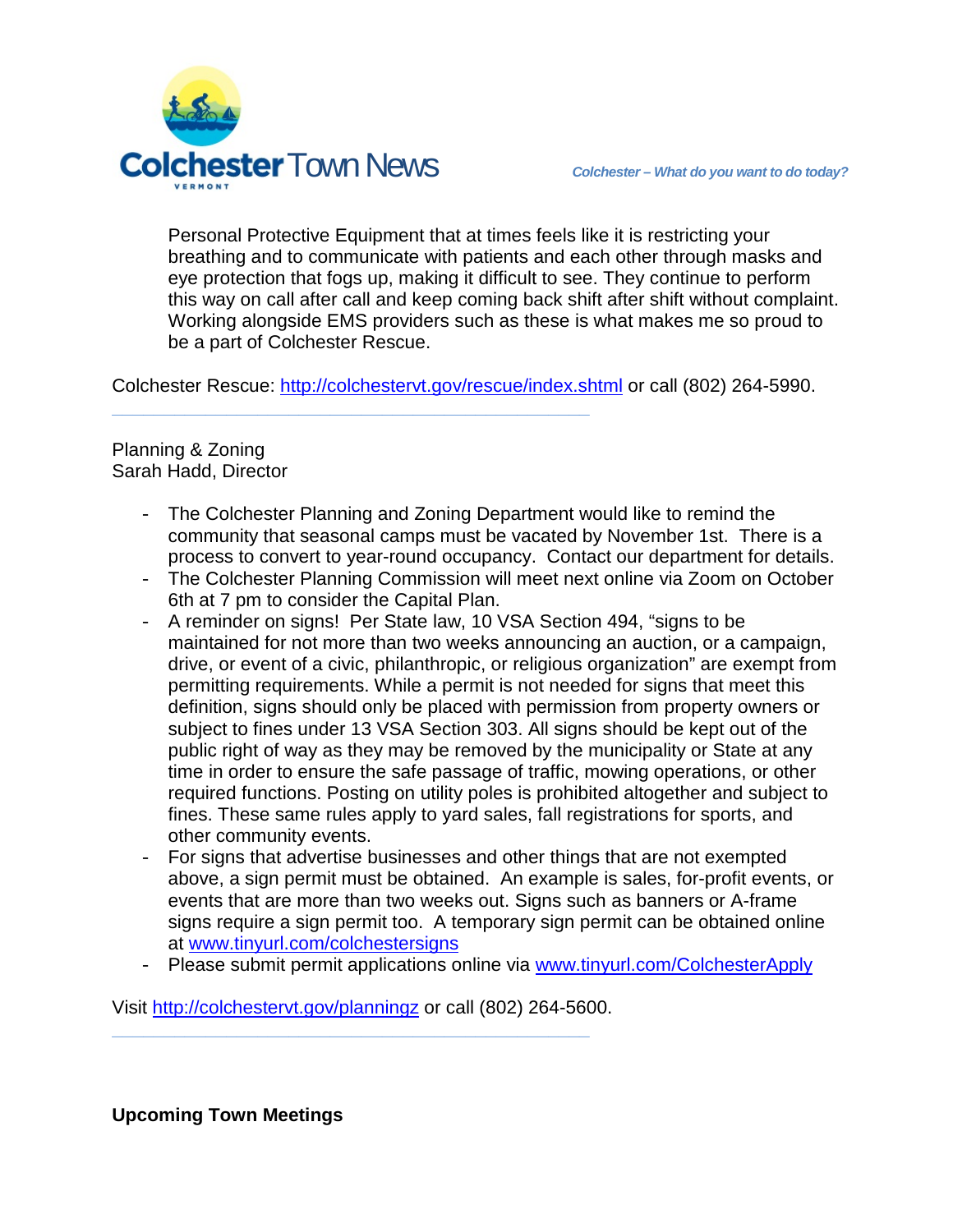Personal Protective Equipment that at times feels like it is restricting your breathing and to communicate with patients and each other through masks and eye protection that fogs up, making it difficult to see. They continue to perform this way on call after call and keep coming back shift after shift without complaint. Working alongside EMS providers such as these is what makes me so proud to be a part of Colchester Rescue.

Colchester Rescue: [http://colchestervt.gov/rescue/index.shtml](http://colchestervt.gov/rescue/index.shtml) or call (802) 264-5990.

---

Planning & Zoning
Sarah Hadd, Director

- The Colchester Planning and Zoning Department would like to remind the community that seasonal camps must be vacated by November 1st. There is a process to convert to year-round occupancy. Contact our department for details.
- The Colchester Planning Commission will meet next online via Zoom on October 6th at 7 pm to consider the Capital Plan.
- A reminder on signs! Per State law, 10 VSA Section 494, "signs to be maintained for not more than two weeks announcing an auction, or a campaign, drive, or event of a civic, philanthropic, or religious organization" are exempt from permitting requirements. While a permit is not needed for signs that meet this definition, signs should only be placed with permission from property owners or subject to fines under 13 VSA Section 303. All signs should be kept out of the public right of way as they may be removed by the municipality or State at any time in order to ensure the safe passage of traffic, mowing operations, or other required functions. Posting on utility poles is prohibited altogether and subject to fines. These same rules apply to yard sales, fall registrations for sports, and other community events.
- For signs that advertise businesses and other things that are not exempted above, a sign permit must be obtained. An example is sales, for-profit events, or events that are more than two weeks out. Signs such as banners or A-frame signs require a sign permit too. A temporary sign permit can be obtained online at [www.tinyurl.com/colchestersigns](http://www.tinyurl.com/colchestersigns)
- Please submit permit applications online via [www.tinyurl.com/ColchesterApply](http://www.tinyurl.com/ColchesterApply)

Visit [http://colchestervt.gov/planningz](http://colchestervt.gov/planningz) or call (802) 264-5600.

---

**Upcoming Town Meetings**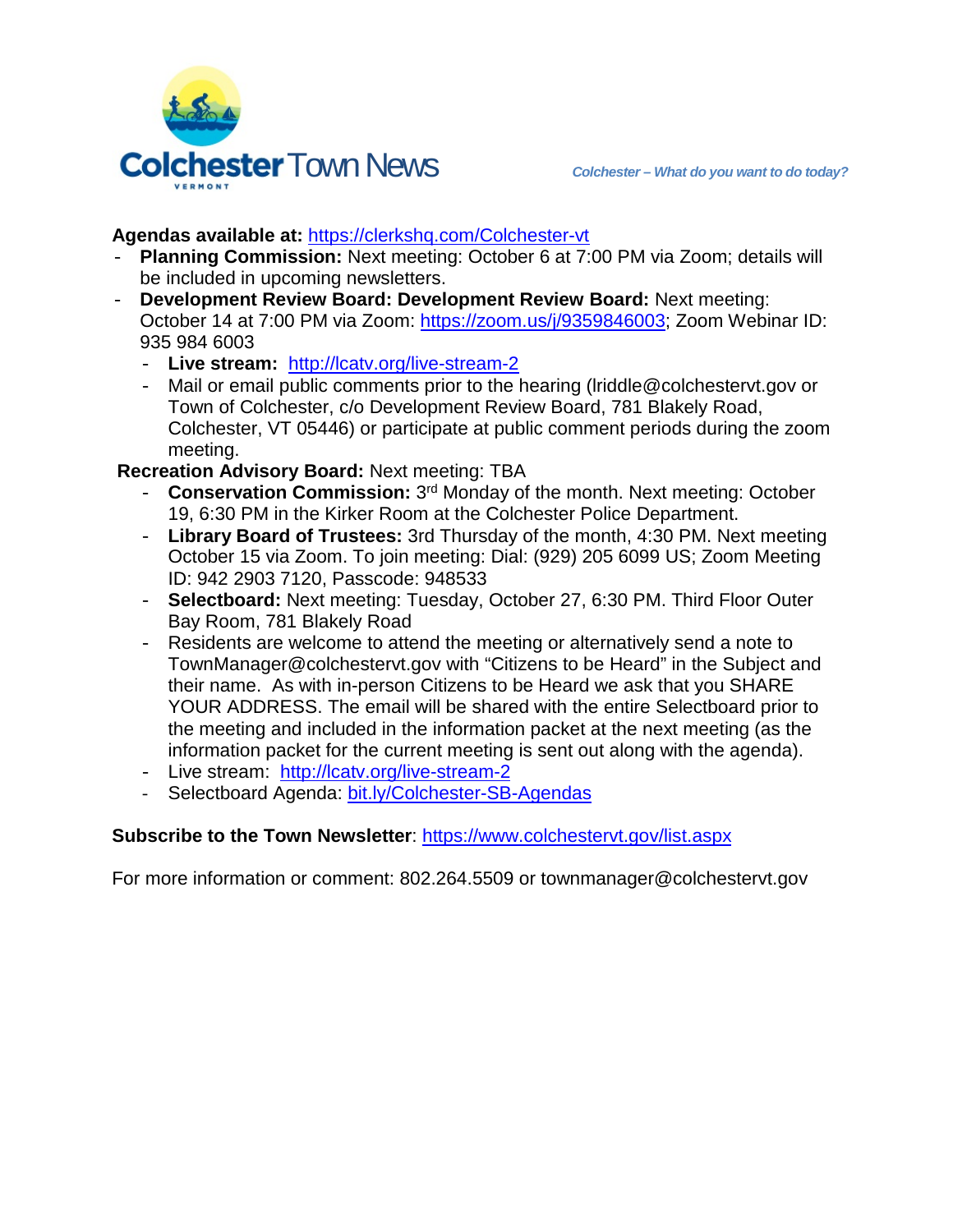**Agendas available at:** https://clerkshq.com/Colchester-vt

- **Planning Commission:** Next meeting: October 6 at 7:00 PM via Zoom; details will be included in upcoming newsletters.
- **Development Review Board: Development Review Board:** Next meeting: October 14 at 7:00 PM via Zoom: https://zoom.us/j/9359846003; Zoom Webinar ID: 935 984 6003
  - **Live stream:** http://lcatv.org/live-stream-2
  - Mail or email public comments prior to the hearing (lriddle@colchestervt.gov or Town of Colchester, c/o Development Review Board, 781 Blakely Road, Colchester, VT 05446) or participate at public comment periods during the zoom meeting.

**Recreation Advisory Board:** Next meeting: TBA

- **Conservation Commission:** 3rd Monday of the month. Next meeting: October 19, 6:30 PM in the Kirker Room at the Colchester Police Department.
- **Library Board of Trustees:** 3rd Thursday of the month, 4:30 PM. Next meeting October 15 via Zoom. To join meeting: Dial: (929) 205 6099 US; Zoom Meeting ID: 942 2903 7120, Passcode: 948533
- **Selectboard:** Next meeting: Tuesday, October 27, 6:30 PM. Third Floor Outer Bay Room, 781 Blakely Road
- Residents are welcome to attend the meeting or alternatively send a note to TownManager@colchestervt.gov with "Citizens to be Heard" in the Subject and their name. As with in-person Citizens to be Heard we ask that you SHARE YOUR ADDRESS. The email will be shared with the entire Selectboard prior to the meeting and included in the information packet at the next meeting (as the information packet for the current meeting is sent out along with the agenda).
- Live stream: http://lcatv.org/live-stream-2
- Selectboard Agenda: bit.ly/Colchester-SB-Agendas

**Subscribe to the Town Newsletter**: https://www.colchestervt.gov/list.aspx

For more information or comment: 802.264.5509 or townmanager@colchestervt.gov